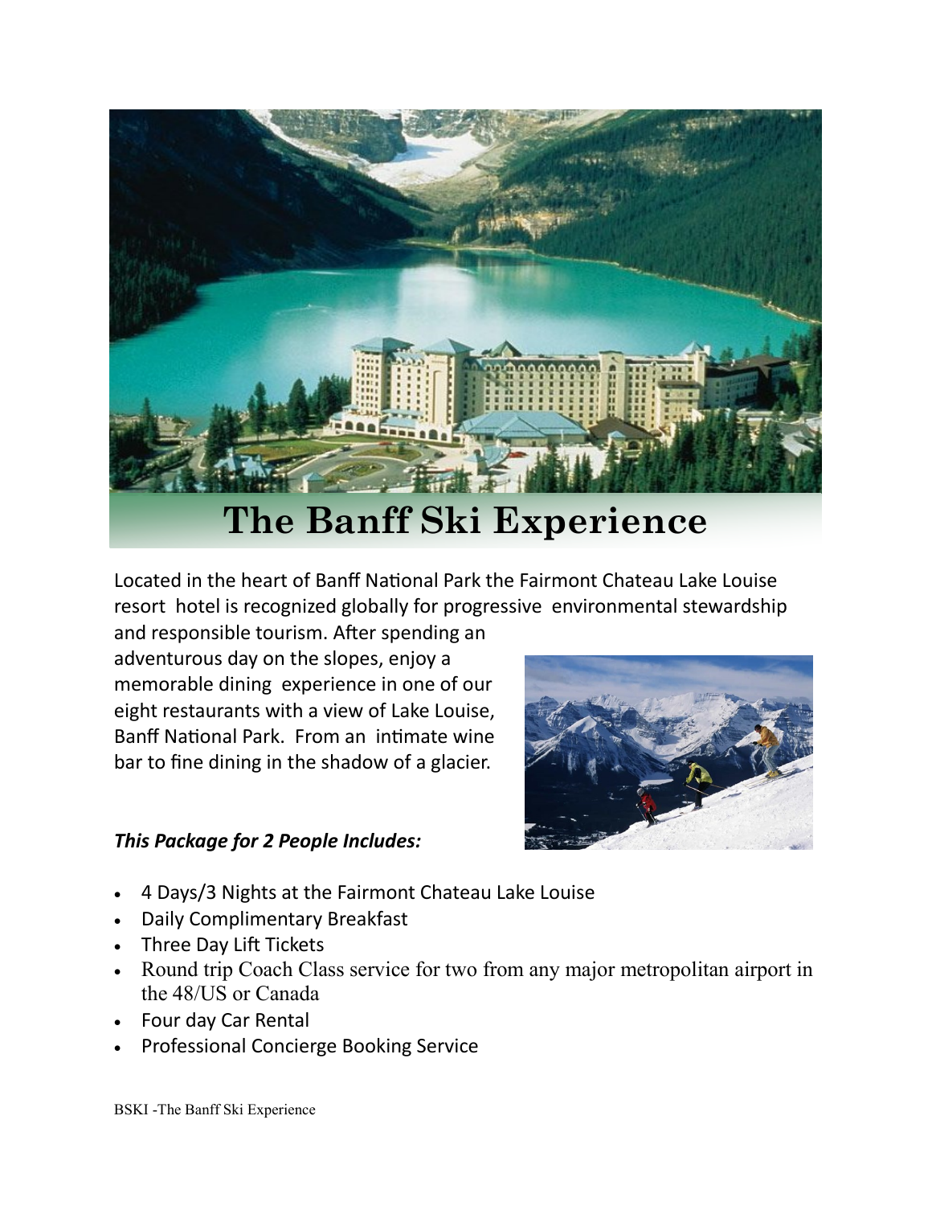# The Banff Ski Experience

Located in the heart of Banff National Park the Fairmont Chateau Lake Louise resort hotel is recognized globally for progressive environmental stewardship and responsible tourism. After spending an adventurous day on the slopes, enjoy a memorable dining experience in one of our eight restaurants with a view of Lake Louise, Banff National Park. From an intimate wine bar to fine dining in the shadow of a glacier.

***This Package for 2 People Includes:***

- 4 Days/3 Nights at the Fairmont Chateau Lake Louise
- Daily Complimentary Breakfast
- Three Day Lift Tickets
- Round trip Coach Class service for two from any major metropolitan airport in the 48/US or Canada
- Four day Car Rental
- Professional Concierge Booking Service

BSKI -The Banff Ski Experience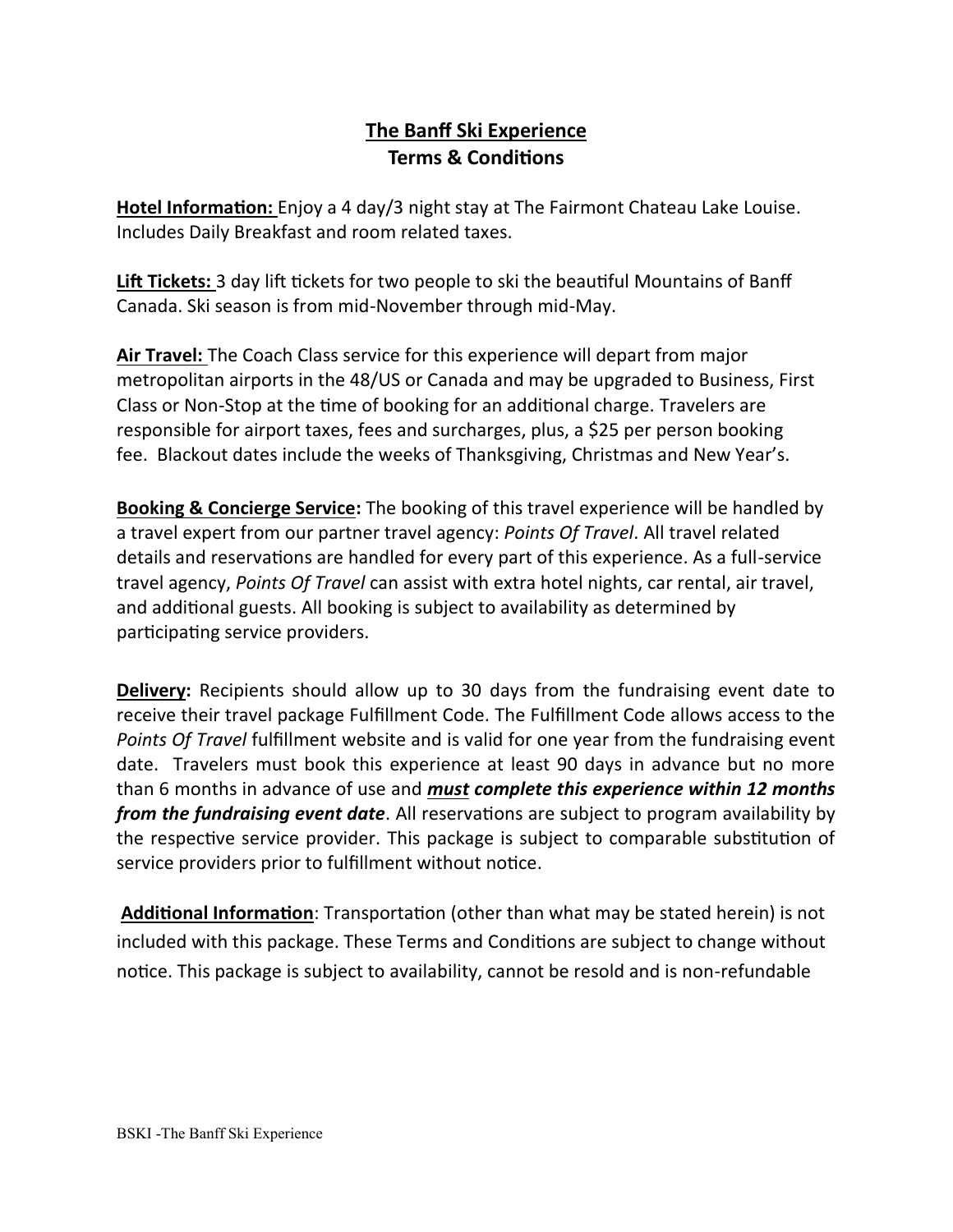# The Banff Ski Experience
## Terms & Conditions

**Hotel Information:** Enjoy a 4 day/3 night stay at The Fairmont Chateau Lake Louise. Includes Daily Breakfast and room related taxes.

**Lift Tickets:** 3 day lift tickets for two people to ski the beautiful Mountains of Banff Canada. Ski season is from mid-November through mid-May.

**Air Travel:** The Coach Class service for this experience will depart from major metropolitan airports in the 48/US or Canada and may be upgraded to Business, First Class or Non-Stop at the time of booking for an additional charge. Travelers are responsible for airport taxes, fees and surcharges, plus, a $25 per person booking fee. Blackout dates include the weeks of Thanksgiving, Christmas and New Year's.

**Booking & Concierge Service:** The booking of this travel experience will be handled by a travel expert from our partner travel agency: *Points Of Travel*. All travel related details and reservations are handled for every part of this experience. As a full-service travel agency, *Points Of Travel* can assist with extra hotel nights, car rental, air travel, and additional guests. All booking is subject to availability as determined by participating service providers.

**Delivery:** Recipients should allow up to 30 days from the fundraising event date to receive their travel package Fulfillment Code. The Fulfillment Code allows access to the *Points Of Travel* fulfillment website and is valid for one year from the fundraising event date. Travelers must book this experience at least 90 days in advance but no more than 6 months in advance of use and ***must* complete this experience within 12 months from the fundraising event date**. All reservations are subject to program availability by the respective service provider. This package is subject to comparable substitution of service providers prior to fulfillment without notice.

**Additional Information**: Transportation (other than what may be stated herein) is not included with this package. These Terms and Conditions are subject to change without notice. This package is subject to availability, cannot be resold and is non-refundable